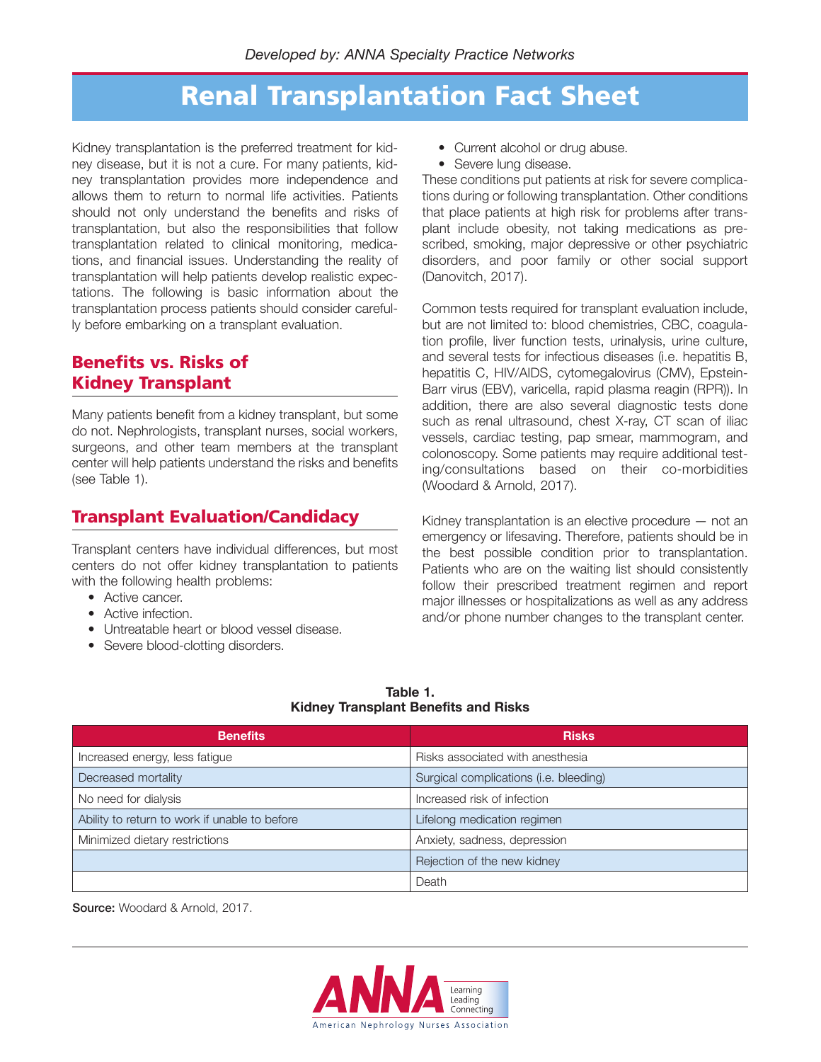*Developed by: ANNA Specialty Practice Networks*

# Renal Transplantation Fact Sheet

Kidney transplantation is the preferred treatment for kidney disease, but it is not a cure. For many patients, kidney transplantation provides more independence and allows them to return to normal life activities. Patients should not only understand the benefits and risks of transplantation, but also the responsibilities that follow transplantation related to clinical monitoring, medications, and financial issues. Understanding the reality of transplantation will help patients develop realistic expectations. The following is basic information about the transplantation process patients should consider carefully before embarking on a transplant evaluation.

## Benefits vs. Risks of Kidney Transplant

Many patients benefit from a kidney transplant, but some do not. Nephrologists, transplant nurses, social workers, surgeons, and other team members at the transplant center will help patients understand the risks and benefits (see Table 1).

## Transplant Evaluation/Candidacy

Transplant centers have individual differences, but most centers do not offer kidney transplantation to patients with the following health problems:

- Active cancer.
- Active infection.
- Untreatable heart or blood vessel disease.
- Severe blood-clotting disorders.
- Current alcohol or drug abuse.
- Severe lung disease.

These conditions put patients at risk for severe complications during or following transplantation. Other conditions that place patients at high risk for problems after transplant include obesity, not taking medications as prescribed, smoking, major depressive or other psychiatric disorders, and poor family or other social support (Danovitch, 2017).

Common tests required for transplant evaluation include, but are not limited to: blood chemistries, CBC, coagulation profile, liver function tests, urinalysis, urine culture, and several tests for infectious diseases (i.e. hepatitis B, hepatitis C, HIV/AIDS, cytomegalovirus (CMV), Epstein-Barr virus (EBV), varicella, rapid plasma reagin (RPR)). In addition, there are also several diagnostic tests done such as renal ultrasound, chest X-ray, CT scan of iliac vessels, cardiac testing, pap smear, mammogram, and colonoscopy. Some patients may require additional testing/consultations based on their co-morbidities (Woodard & Arnold, 2017).

Kidney transplantation is an elective procedure — not an emergency or lifesaving. Therefore, patients should be in the best possible condition prior to transplantation. Patients who are on the waiting list should consistently follow their prescribed treatment regimen and report major illnesses or hospitalizations as well as any address and/or phone number changes to the transplant center.

**Table 1.**
**Kidney Transplant Benefits and Risks**

| Benefits | Risks |
|---|---|
| Increased energy, less fatigue | Risks associated with anesthesia |
| Decreased mortality | Surgical complications (i.e. bleeding) |
| No need for dialysis | Increased risk of infection |
| Ability to return to work if unable to before | Lifelong medication regimen |
| Minimized dietary restrictions | Anxiety, sadness, depression |
| | Rejection of the new kidney |
| | Death |

**Source:** Woodard & Arnold, 2017.

ANNA — Learning, Leading, Connecting — American Nephrology Nurses Association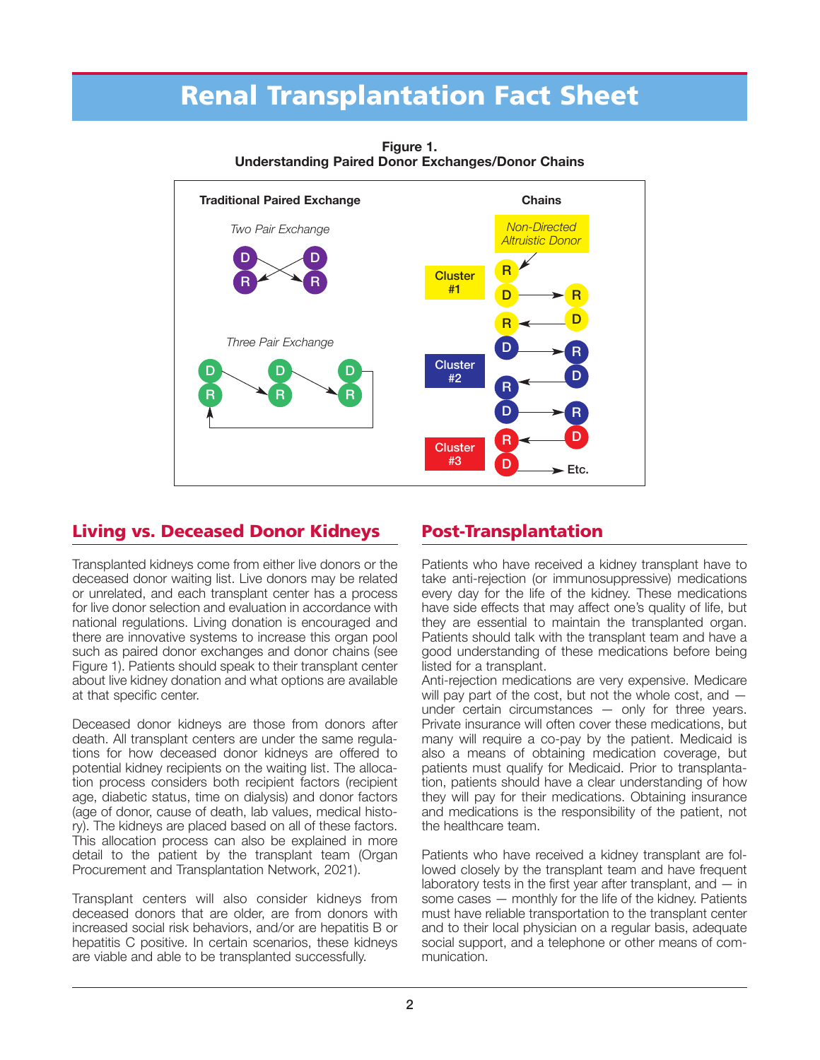# Renal Transplantation Fact Sheet

**Figure 1.**
**Understanding Paired Donor Exchanges/Donor Chains**

**Traditional Paired Exchange**

*Two Pair Exchange*

*Three Pair Exchange*

**Chains**

*Non-Directed Altruistic Donor*

Cluster #1

Cluster #2

Cluster #3

Etc.

## Living vs. Deceased Donor Kidneys

Transplanted kidneys come from either live donors or the deceased donor waiting list. Live donors may be related or unrelated, and each transplant center has a process for live donor selection and evaluation in accordance with national regulations. Living donation is encouraged and there are innovative systems to increase this organ pool such as paired donor exchanges and donor chains (see Figure 1). Patients should speak to their transplant center about live kidney donation and what options are available at that specific center.

Deceased donor kidneys are those from donors after death. All transplant centers are under the same regulations for how deceased donor kidneys are offered to potential kidney recipients on the waiting list. The allocation process considers both recipient factors (recipient age, diabetic status, time on dialysis) and donor factors (age of donor, cause of death, lab values, medical history). The kidneys are placed based on all of these factors. This allocation process can also be explained in more detail to the patient by the transplant team (Organ Procurement and Transplantation Network, 2021).

Transplant centers will also consider kidneys from deceased donors that are older, are from donors with increased social risk behaviors, and/or are hepatitis B or hepatitis C positive. In certain scenarios, these kidneys are viable and able to be transplanted successfully.

## Post-Transplantation

Patients who have received a kidney transplant have to take anti-rejection (or immunosuppressive) medications every day for the life of the kidney. These medications have side effects that may affect one's quality of life, but they are essential to maintain the transplanted organ. Patients should talk with the transplant team and have a good understanding of these medications before being listed for a transplant.

Anti-rejection medications are very expensive. Medicare will pay part of the cost, but not the whole cost, and — under certain circumstances — only for three years. Private insurance will often cover these medications, but many will require a co-pay by the patient. Medicaid is also a means of obtaining medication coverage, but patients must qualify for Medicaid. Prior to transplantation, patients should have a clear understanding of how they will pay for their medications. Obtaining insurance and medications is the responsibility of the patient, not the healthcare team.

Patients who have received a kidney transplant are followed closely by the transplant team and have frequent laboratory tests in the first year after transplant, and — in some cases — monthly for the life of the kidney. Patients must have reliable transportation to the transplant center and to their local physician on a regular basis, adequate social support, and a telephone or other means of communication.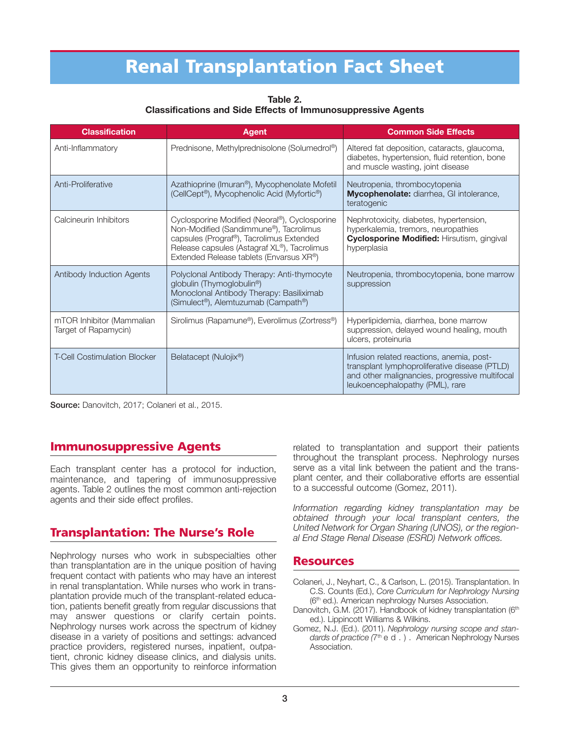# Renal Transplantation Fact Sheet

**Table 2.**
**Classifications and Side Effects of Immunosuppressive Agents**

| Classification | Agent | Common Side Effects |
|---|---|---|
| Anti-Inflammatory | Prednisone, Methylprednisolone (Solumedrol®) | Altered fat deposition, cataracts, glaucoma, diabetes, hypertension, fluid retention, bone and muscle wasting, joint disease |
| Anti-Proliferative | Azathioprine (Imuran®), Mycophenolate Mofetil (CellCept®), Mycophenolic Acid (Myfortic®) | Neutropenia, thrombocytopenia<br>**Mycophenolate:** diarrhea, GI intolerance, teratogenic |
| Calcineurin Inhibitors | Cyclosporine Modified (Neoral®), Cyclosporine Non-Modified (Sandimmune®), Tacrolimus capsules (Prograf®), Tacrolimus Extended Release capsules (Astagraf XL®), Tacrolimus Extended Release tablets (Envarsus XR®) | Nephrotoxicity, diabetes, hypertension, hyperkalemia, tremors, neuropathies<br>**Cyclosporine Modified:** Hirsutism, gingival hyperplasia |
| Antibody Induction Agents | Polyclonal Antibody Therapy: Anti-thymocyte globulin (Thymoglobulin®)<br>Monoclonal Antibody Therapy: Basiliximab (Simulect®), Alemtuzumab (Campath®) | Neutropenia, thrombocytopenia, bone marrow suppression |
| mTOR Inhibitor (Mammalian Target of Rapamycin) | Sirolimus (Rapamune®), Everolimus (Zortress®) | Hyperlipidemia, diarrhea, bone marrow suppression, delayed wound healing, mouth ulcers, proteinuria |
| T-Cell Costimulation Blocker | Belatacept (Nulojix®) | Infusion related reactions, anemia, post-transplant lymphoproliferative disease (PTLD) and other malignancies, progressive multifocal leukoencephalopathy (PML), rare |

**Source:** Danovitch, 2017; Colaneri et al., 2015.

## Immunosuppressive Agents

Each transplant center has a protocol for induction, maintenance, and tapering of immunosuppressive agents. Table 2 outlines the most common anti-rejection agents and their side effect profiles.

## Transplantation: The Nurse's Role

Nephrology nurses who work in subspecialties other than transplantation are in the unique position of having frequent contact with patients who may have an interest in renal transplantation. While nurses who work in transplantation provide much of the transplant-related education, patients benefit greatly from regular discussions that may answer questions or clarify certain points. Nephrology nurses work across the spectrum of kidney disease in a variety of positions and settings: advanced practice providers, registered nurses, inpatient, outpatient, chronic kidney disease clinics, and dialysis units. This gives them an opportunity to reinforce information related to transplantation and support their patients throughout the transplant process. Nephrology nurses serve as a vital link between the patient and the transplant center, and their collaborative efforts are essential to a successful outcome (Gomez, 2011).

*Information regarding kidney transplantation may be obtained through your local transplant centers, the United Network for Organ Sharing (UNOS), or the regional End Stage Renal Disease (ESRD) Network offices.*

## Resources

Colaneri, J., Neyhart, C., & Carlson, L. (2015). Transplantation. In C.S. Counts (Ed.), *Core Curriculum for Nephrology Nursing* (6th ed.). American nephrology Nurses Association.

Danovitch, G.M. (2017). Handbook of kidney transplantation (6th ed.). Lippincott Williams & Wilkins.

Gomez, N.J. (Ed.). (2011). *Nephrology nursing scope and standards of practice* (7th ed.). American Nephrology Nurses Association.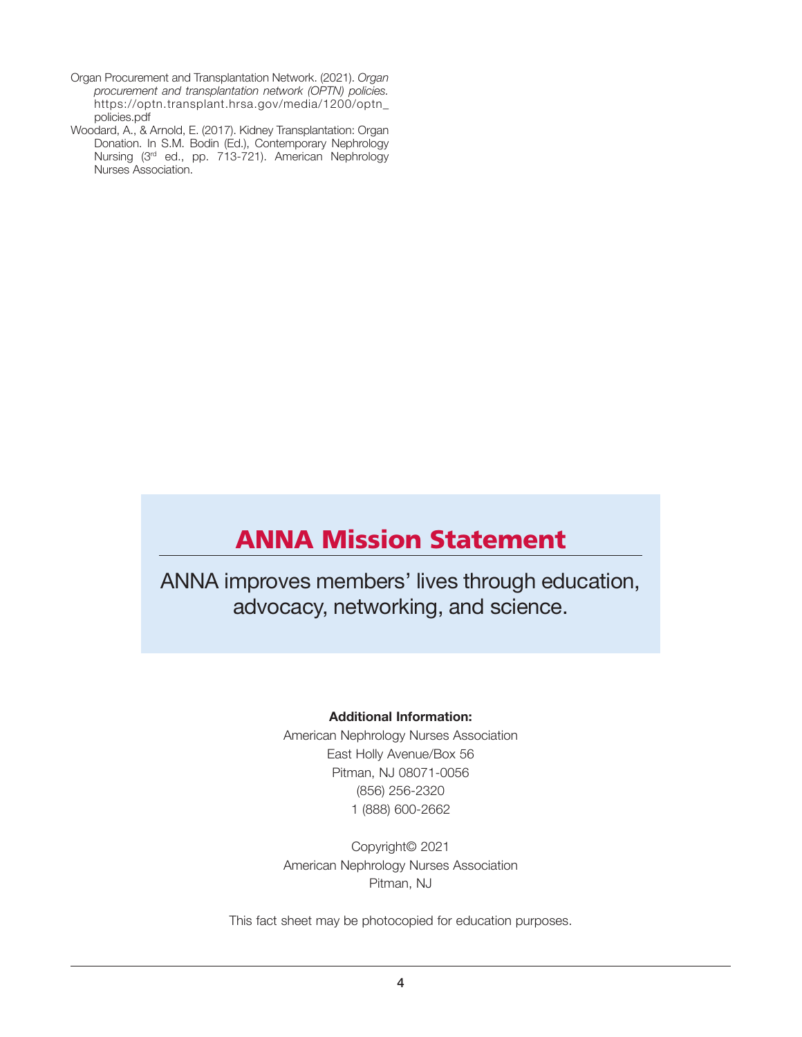Organ Procurement and Transplantation Network. (2021). *Organ procurement and transplantation network (OPTN) policies.* https://optn.transplant.hrsa.gov/media/1200/optn_policies.pdf

Woodard, A., & Arnold, E. (2017). Kidney Transplantation: Organ Donation. In S.M. Bodin (Ed.), Contemporary Nephrology Nursing (3rd ed., pp. 713-721). American Nephrology Nurses Association.

## ANNA Mission Statement

ANNA improves members' lives through education, advocacy, networking, and science.

**Additional Information:**

American Nephrology Nurses Association
East Holly Avenue/Box 56
Pitman, NJ 08071-0056
(856) 256-2320
1 (888) 600-2662

Copyright© 2021
American Nephrology Nurses Association
Pitman, NJ

This fact sheet may be photocopied for education purposes.